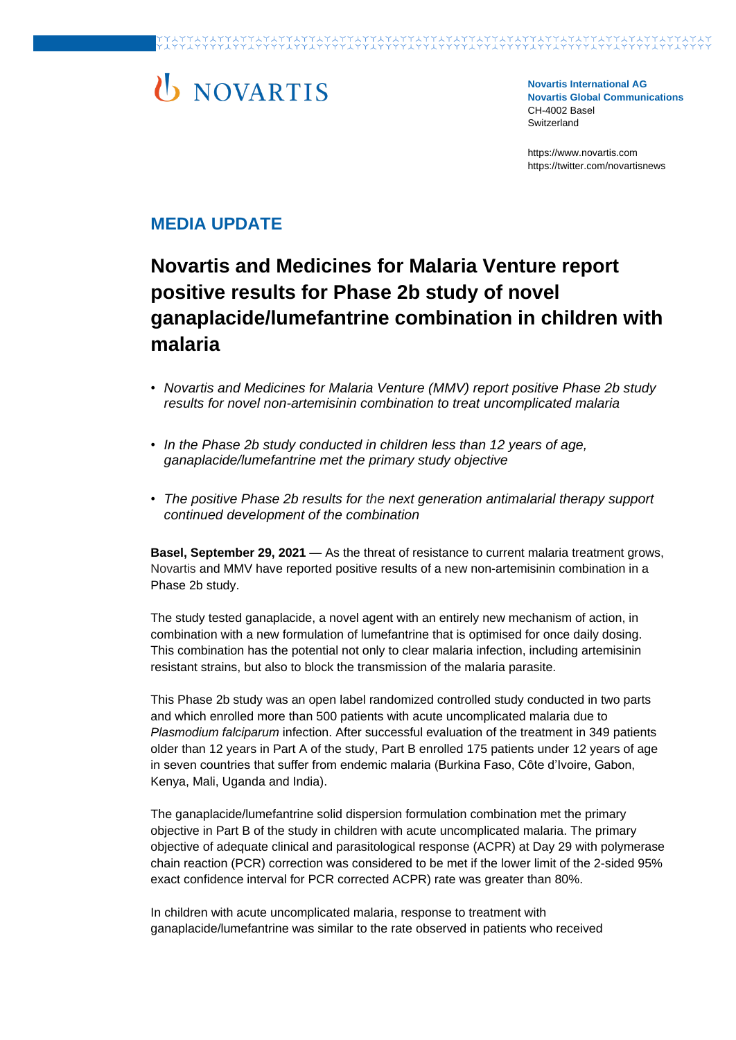Novartis International AG
Novartis Global Communications
CH-4002 Basel
Switzerland

https://www.novartis.com
https://twitter.com/novartisnews

## MEDIA UPDATE

# Novartis and Medicines for Malaria Venture report positive results for Phase 2b study of novel ganaplacide/lumefantrine combination in children with malaria

- *Novartis and Medicines for Malaria Venture (MMV) report positive Phase 2b study results for novel non-artemisinin combination to treat uncomplicated malaria*
- *In the Phase 2b study conducted in children less than 12 years of age, ganaplacide/lumefantrine met the primary study objective*
- *The positive Phase 2b results for the next generation antimalarial therapy support continued development of the combination*

**Basel, September 29, 2021** — As the threat of resistance to current malaria treatment grows, Novartis and MMV have reported positive results of a new non-artemisinin combination in a Phase 2b study.

The study tested ganaplacide, a novel agent with an entirely new mechanism of action, in combination with a new formulation of lumefantrine that is optimised for once daily dosing. This combination has the potential not only to clear malaria infection, including artemisinin resistant strains, but also to block the transmission of the malaria parasite.

This Phase 2b study was an open label randomized controlled study conducted in two parts and which enrolled more than 500 patients with acute uncomplicated malaria due to *Plasmodium falciparum* infection. After successful evaluation of the treatment in 349 patients older than 12 years in Part A of the study, Part B enrolled 175 patients under 12 years of age in seven countries that suffer from endemic malaria (Burkina Faso, Côte d'Ivoire, Gabon, Kenya, Mali, Uganda and India).

The ganaplacide/lumefantrine solid dispersion formulation combination met the primary objective in Part B of the study in children with acute uncomplicated malaria. The primary objective of adequate clinical and parasitological response (ACPR) at Day 29 with polymerase chain reaction (PCR) correction was considered to be met if the lower limit of the 2-sided 95% exact confidence interval for PCR corrected ACPR) rate was greater than 80%.

In children with acute uncomplicated malaria, response to treatment with ganaplacide/lumefantrine was similar to the rate observed in patients who received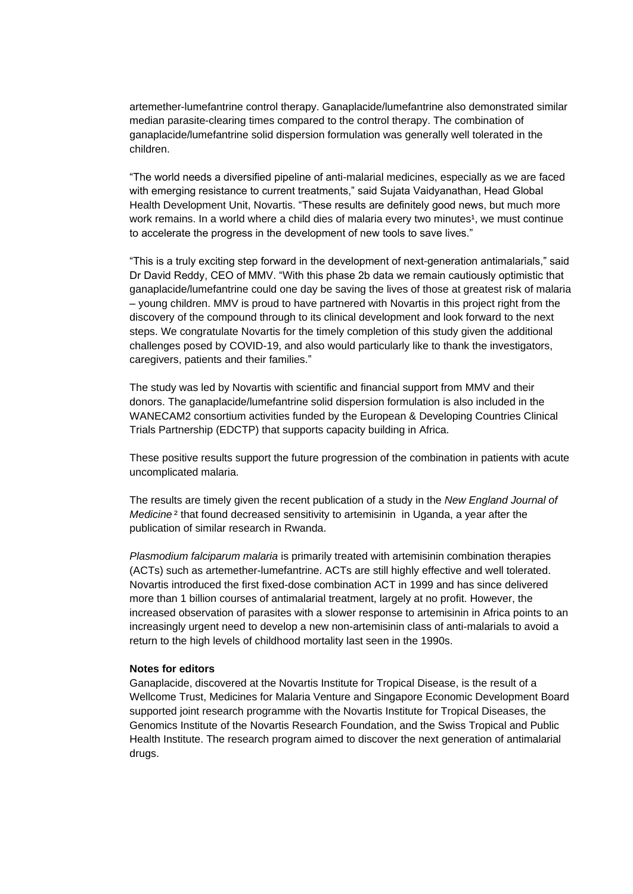artemether-lumefantrine control therapy. Ganaplacide/lumefantrine also demonstrated similar median parasite-clearing times compared to the control therapy. The combination of ganaplacide/lumefantrine solid dispersion formulation was generally well tolerated in the children.

“The world needs a diversified pipeline of anti-malarial medicines, especially as we are faced with emerging resistance to current treatments,” said Sujata Vaidyanathan, Head Global Health Development Unit, Novartis. “These results are definitely good news, but much more work remains. In a world where a child dies of malaria every two minutes[1], we must continue to accelerate the progress in the development of new tools to save lives.”

“This is a truly exciting step forward in the development of next-generation antimalarials,” said Dr David Reddy, CEO of MMV. “With this phase 2b data we remain cautiously optimistic that ganaplacide/lumefantrine could one day be saving the lives of those at greatest risk of malaria – young children. MMV is proud to have partnered with Novartis in this project right from the discovery of the compound through to its clinical development and look forward to the next steps. We congratulate Novartis for the timely completion of this study given the additional challenges posed by COVID-19, and also would particularly like to thank the investigators, caregivers, patients and their families.”

The study was led by Novartis with scientific and financial support from MMV and their donors. The ganaplacide/lumefantrine solid dispersion formulation is also included in the WANECAM2 consortium activities funded by the European & Developing Countries Clinical Trials Partnership (EDCTP) that supports capacity building in Africa.

These positive results support the future progression of the combination in patients with acute uncomplicated malaria.

The results are timely given the recent publication of a study in the *New England Journal of Medicine*[2] that found decreased sensitivity to artemisinin in Uganda, a year after the publication of similar research in Rwanda.

*Plasmodium falciparum malaria* is primarily treated with artemisinin combination therapies (ACTs) such as artemether-lumefantrine. ACTs are still highly effective and well tolerated. Novartis introduced the first fixed-dose combination ACT in 1999 and has since delivered more than 1 billion courses of antimalarial treatment, largely at no profit. However, the increased observation of parasites with a slower response to artemisinin in Africa points to an increasingly urgent need to develop a new non-artemisinin class of anti-malarials to avoid a return to the high levels of childhood mortality last seen in the 1990s.

**Notes for editors**

Ganaplacide, discovered at the Novartis Institute for Tropical Disease, is the result of a Wellcome Trust, Medicines for Malaria Venture and Singapore Economic Development Board supported joint research programme with the Novartis Institute for Tropical Diseases, the Genomics Institute of the Novartis Research Foundation, and the Swiss Tropical and Public Health Institute. The research program aimed to discover the next generation of antimalarial drugs.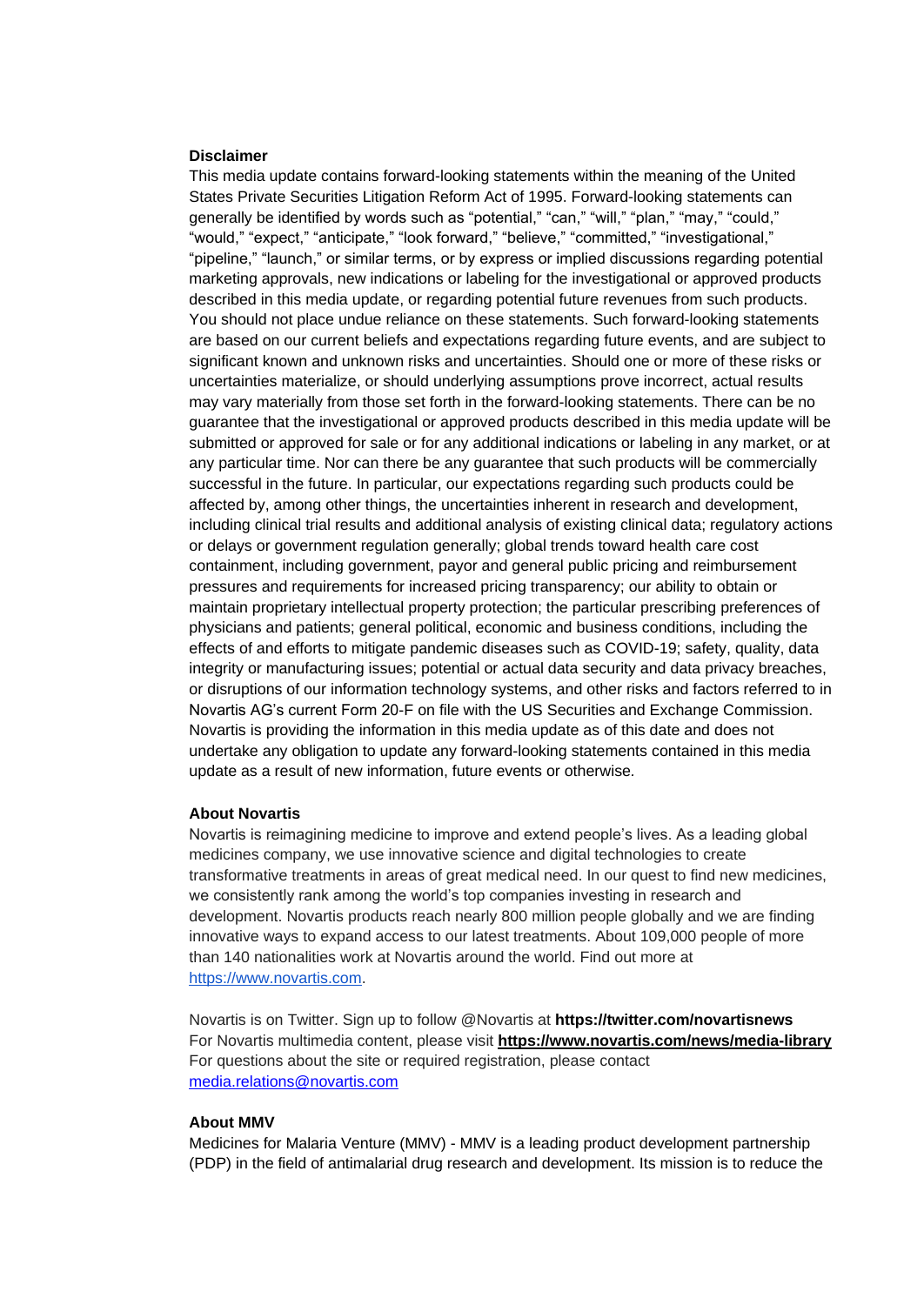**Disclaimer**

This media update contains forward-looking statements within the meaning of the United States Private Securities Litigation Reform Act of 1995. Forward-looking statements can generally be identified by words such as "potential," "can," "will," "plan," "may," "could," "would," "expect," "anticipate," "look forward," "believe," "committed," "investigational," "pipeline," "launch," or similar terms, or by express or implied discussions regarding potential marketing approvals, new indications or labeling for the investigational or approved products described in this media update, or regarding potential future revenues from such products. You should not place undue reliance on these statements. Such forward-looking statements are based on our current beliefs and expectations regarding future events, and are subject to significant known and unknown risks and uncertainties. Should one or more of these risks or uncertainties materialize, or should underlying assumptions prove incorrect, actual results may vary materially from those set forth in the forward-looking statements. There can be no guarantee that the investigational or approved products described in this media update will be submitted or approved for sale or for any additional indications or labeling in any market, or at any particular time. Nor can there be any guarantee that such products will be commercially successful in the future. In particular, our expectations regarding such products could be affected by, among other things, the uncertainties inherent in research and development, including clinical trial results and additional analysis of existing clinical data; regulatory actions or delays or government regulation generally; global trends toward health care cost containment, including government, payor and general public pricing and reimbursement pressures and requirements for increased pricing transparency; our ability to obtain or maintain proprietary intellectual property protection; the particular prescribing preferences of physicians and patients; general political, economic and business conditions, including the effects of and efforts to mitigate pandemic diseases such as COVID-19; safety, quality, data integrity or manufacturing issues; potential or actual data security and data privacy breaches, or disruptions of our information technology systems, and other risks and factors referred to in Novartis AG's current Form 20-F on file with the US Securities and Exchange Commission. Novartis is providing the information in this media update as of this date and does not undertake any obligation to update any forward-looking statements contained in this media update as a result of new information, future events or otherwise.

**About Novartis**

Novartis is reimagining medicine to improve and extend people's lives. As a leading global medicines company, we use innovative science and digital technologies to create transformative treatments in areas of great medical need. In our quest to find new medicines, we consistently rank among the world's top companies investing in research and development. Novartis products reach nearly 800 million people globally and we are finding innovative ways to expand access to our latest treatments. About 109,000 people of more than 140 nationalities work at Novartis around the world. Find out more at https://www.novartis.com.

Novartis is on Twitter. Sign up to follow @Novartis at **https://twitter.com/novartisnews**
For Novartis multimedia content, please visit **https://www.novartis.com/news/media-library**
For questions about the site or required registration, please contact media.relations@novartis.com

**About MMV**

Medicines for Malaria Venture (MMV) - MMV is a leading product development partnership (PDP) in the field of antimalarial drug research and development. Its mission is to reduce the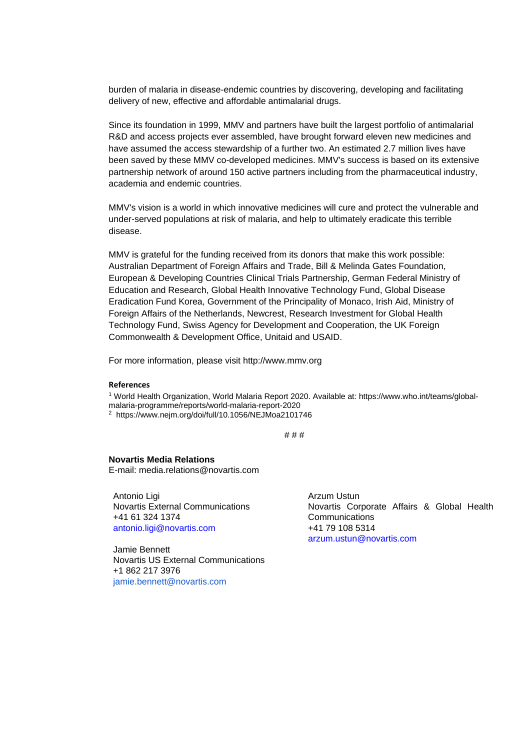burden of malaria in disease-endemic countries by discovering, developing and facilitating delivery of new, effective and affordable antimalarial drugs.

Since its foundation in 1999, MMV and partners have built the largest portfolio of antimalarial R&D and access projects ever assembled, have brought forward eleven new medicines and have assumed the access stewardship of a further two. An estimated 2.7 million lives have been saved by these MMV co-developed medicines. MMV's success is based on its extensive partnership network of around 150 active partners including from the pharmaceutical industry, academia and endemic countries.

MMV's vision is a world in which innovative medicines will cure and protect the vulnerable and under-served populations at risk of malaria, and help to ultimately eradicate this terrible disease.

MMV is grateful for the funding received from its donors that make this work possible: Australian Department of Foreign Affairs and Trade, Bill & Melinda Gates Foundation, European & Developing Countries Clinical Trials Partnership, German Federal Ministry of Education and Research, Global Health Innovative Technology Fund, Global Disease Eradication Fund Korea, Government of the Principality of Monaco, Irish Aid, Ministry of Foreign Affairs of the Netherlands, Newcrest, Research Investment for Global Health Technology Fund, Swiss Agency for Development and Cooperation, the UK Foreign Commonwealth & Development Office, Unitaid and USAID.

For more information, please visit http://www.mmv.org

**References**

[1] World Health Organization, World Malaria Report 2020. Available at: https://www.who.int/teams/global-malaria-programme/reports/world-malaria-report-2020

[2] https://www.nejm.org/doi/full/10.1056/NEJMoa2101746

# # #

**Novartis Media Relations**
E-mail: media.relations@novartis.com

Antonio Ligi
Novartis External Communications
+41 61 324 1374
antonio.ligi@novartis.com

Jamie Bennett
Novartis US External Communications
+1 862 217 3976
jamie.bennett@novartis.com

Arzum Ustun
Novartis Corporate Affairs & Global Health Communications
+41 79 108 5314
arzum.ustun@novartis.com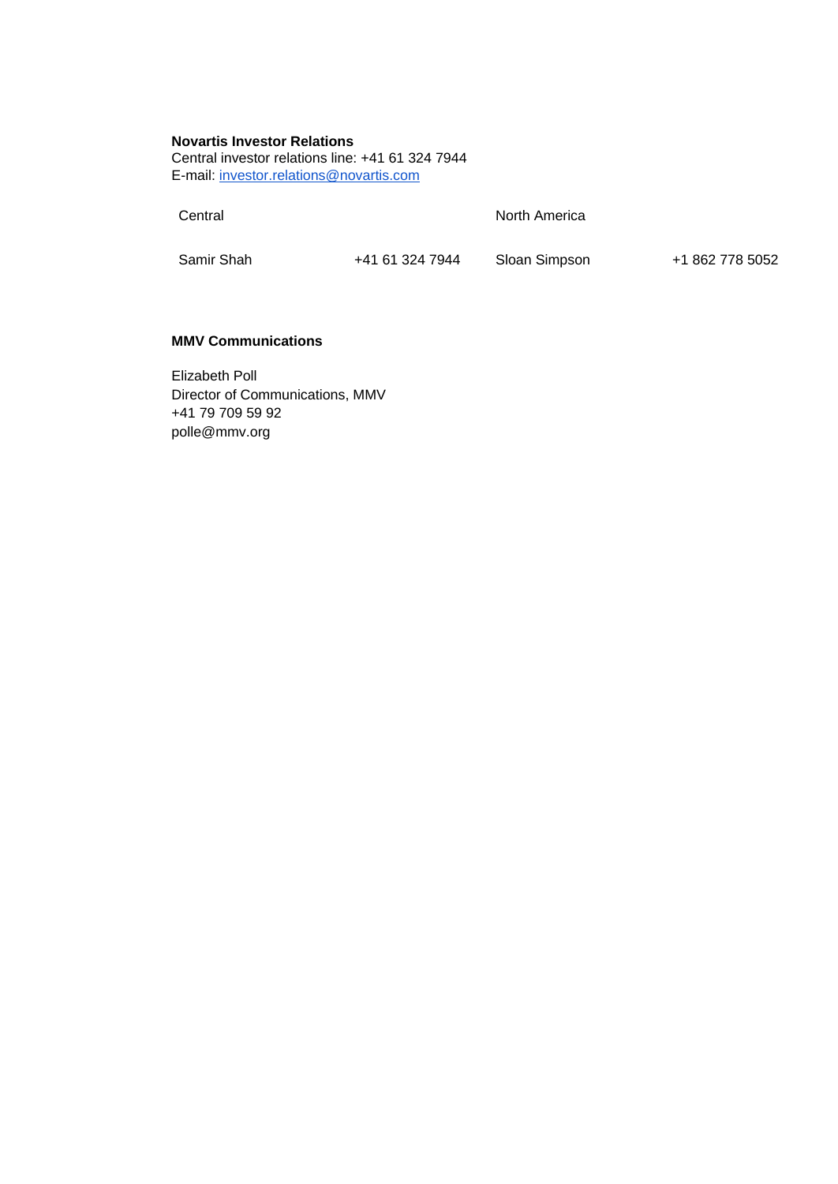**Novartis Investor Relations**
Central investor relations line: +41 61 324 7944
E-mail: investor.relations@novartis.com

| | | | |
|---|---|---|---|
| Central | | North America | |
| Samir Shah | +41 61 324 7944 | Sloan Simpson | +1 862 778 5052 |

**MMV Communications**

Elizabeth Poll
Director of Communications, MMV
+41 79 709 59 92
polle@mmv.org